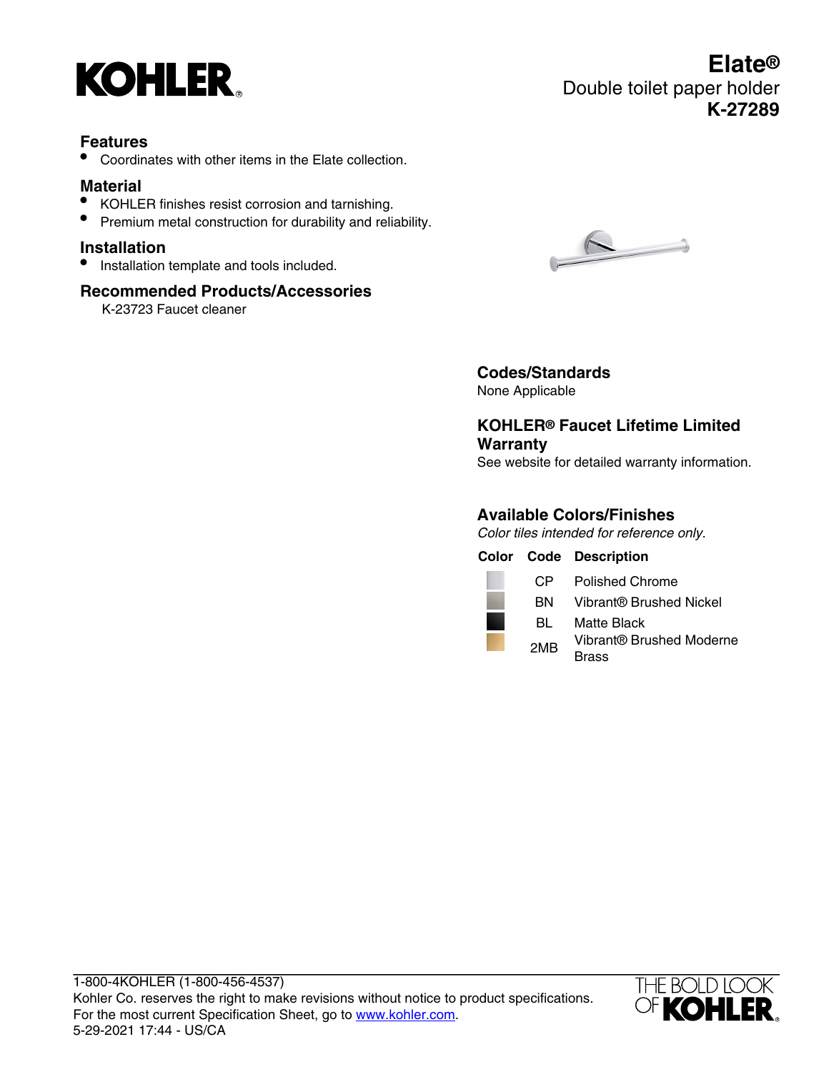KOHLER

# Elate®

Double toilet paper holder

**K-27289**

## Features

- Coordinates with other items in the Elate collection.

## Material

- KOHLER finishes resist corrosion and tarnishing.
- Premium metal construction for durability and reliability.

## Installation

- Installation template and tools included.

## Recommended Products/Accessories

K-23723 Faucet cleaner

## Codes/Standards

None Applicable

## KOHLER® Faucet Lifetime Limited Warranty

See website for detailed warranty information.

## Available Colors/Finishes

*Color tiles intended for reference only.*

| Color | Code | Description |
|---|---|---|
| | CP | Polished Chrome |
| | BN | Vibrant® Brushed Nickel |
| | BL | Matte Black |
| | 2MB | Vibrant® Brushed Moderne Brass |

1-800-4KOHLER (1-800-456-4537)
Kohler Co. reserves the right to make revisions without notice to product specifications.
For the most current Specification Sheet, go to www.kohler.com.
5-29-2021 17:44 - US/CA

THE BOLD LOOK OF KOHLER®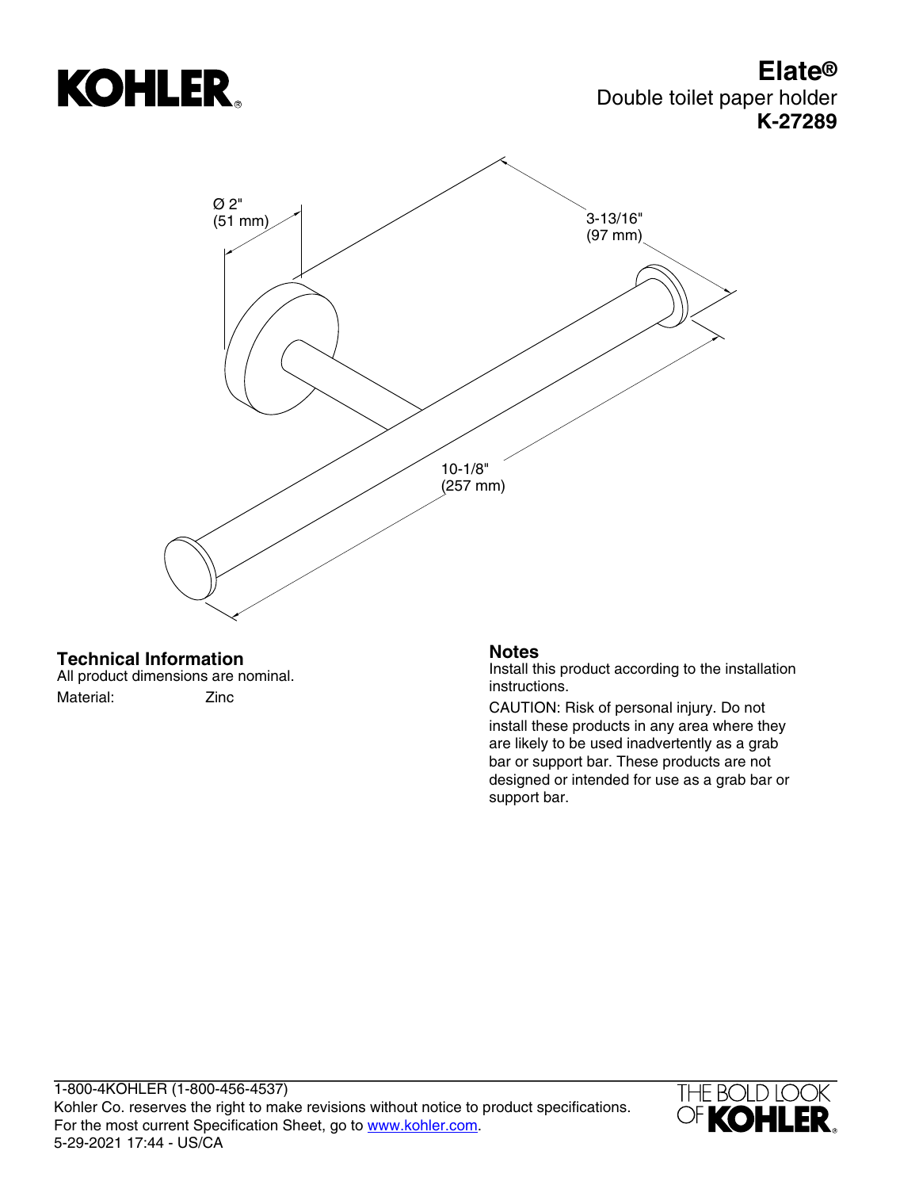KOHLER

# Elate®

Double toilet paper holder

**K-27289**

Ø 2"
(51 mm)

3-13/16"
(97 mm)

10-1/8"
(257 mm)

## Technical Information

All product dimensions are nominal.

| | |
|---|---|
| Material: | Zinc |

## Notes

Install this product according to the installation instructions.

CAUTION: Risk of personal injury. Do not install these products in any area where they are likely to be used inadvertently as a grab bar or support bar. These products are not designed or intended for use as a grab bar or support bar.

1-800-4KOHLER (1-800-456-4537)
Kohler Co. reserves the right to make revisions without notice to product specifications.
For the most current Specification Sheet, go to www.kohler.com.
5-29-2021 17:44 - US/CA

THE BOLD LOOK OF KOHLER